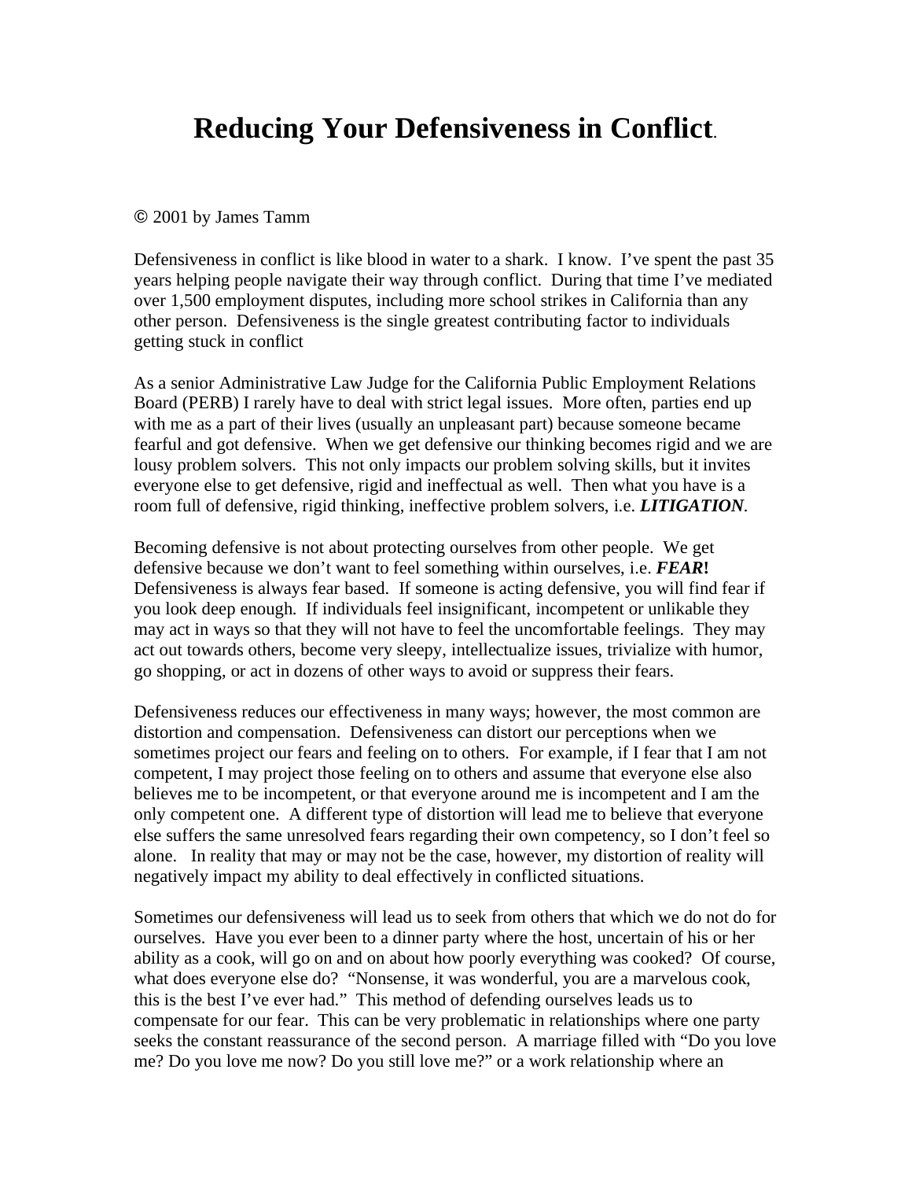# Reducing Your Defensiveness in Conflict.

© 2001 by James Tamm

Defensiveness in conflict is like blood in water to a shark. I know. I've spent the past 35 years helping people navigate their way through conflict. During that time I've mediated over 1,500 employment disputes, including more school strikes in California than any other person. Defensiveness is the single greatest contributing factor to individuals getting stuck in conflict

As a senior Administrative Law Judge for the California Public Employment Relations Board (PERB) I rarely have to deal with strict legal issues. More often, parties end up with me as a part of their lives (usually an unpleasant part) because someone became fearful and got defensive. When we get defensive our thinking becomes rigid and we are lousy problem solvers. This not only impacts our problem solving skills, but it invites everyone else to get defensive, rigid and ineffectual as well. Then what you have is a room full of defensive, rigid thinking, ineffective problem solvers, i.e. ***LITIGATION***.

Becoming defensive is not about protecting ourselves from other people. We get defensive because we don't want to feel something within ourselves, i.e. ***FEAR*!** Defensiveness is always fear based. If someone is acting defensive, you will find fear if you look deep enough. If individuals feel insignificant, incompetent or unlikable they may act in ways so that they will not have to feel the uncomfortable feelings. They may act out towards others, become very sleepy, intellectualize issues, trivialize with humor, go shopping, or act in dozens of other ways to avoid or suppress their fears.

Defensiveness reduces our effectiveness in many ways; however, the most common are distortion and compensation. Defensiveness can distort our perceptions when we sometimes project our fears and feeling on to others. For example, if I fear that I am not competent, I may project those feeling on to others and assume that everyone else also believes me to be incompetent, or that everyone around me is incompetent and I am the only competent one. A different type of distortion will lead me to believe that everyone else suffers the same unresolved fears regarding their own competency, so I don't feel so alone. In reality that may or may not be the case, however, my distortion of reality will negatively impact my ability to deal effectively in conflicted situations.

Sometimes our defensiveness will lead us to seek from others that which we do not do for ourselves. Have you ever been to a dinner party where the host, uncertain of his or her ability as a cook, will go on and on about how poorly everything was cooked? Of course, what does everyone else do? "Nonsense, it was wonderful, you are a marvelous cook, this is the best I've ever had." This method of defending ourselves leads us to compensate for our fear. This can be very problematic in relationships where one party seeks the constant reassurance of the second person. A marriage filled with "Do you love me? Do you love me now? Do you still love me?" or a work relationship where an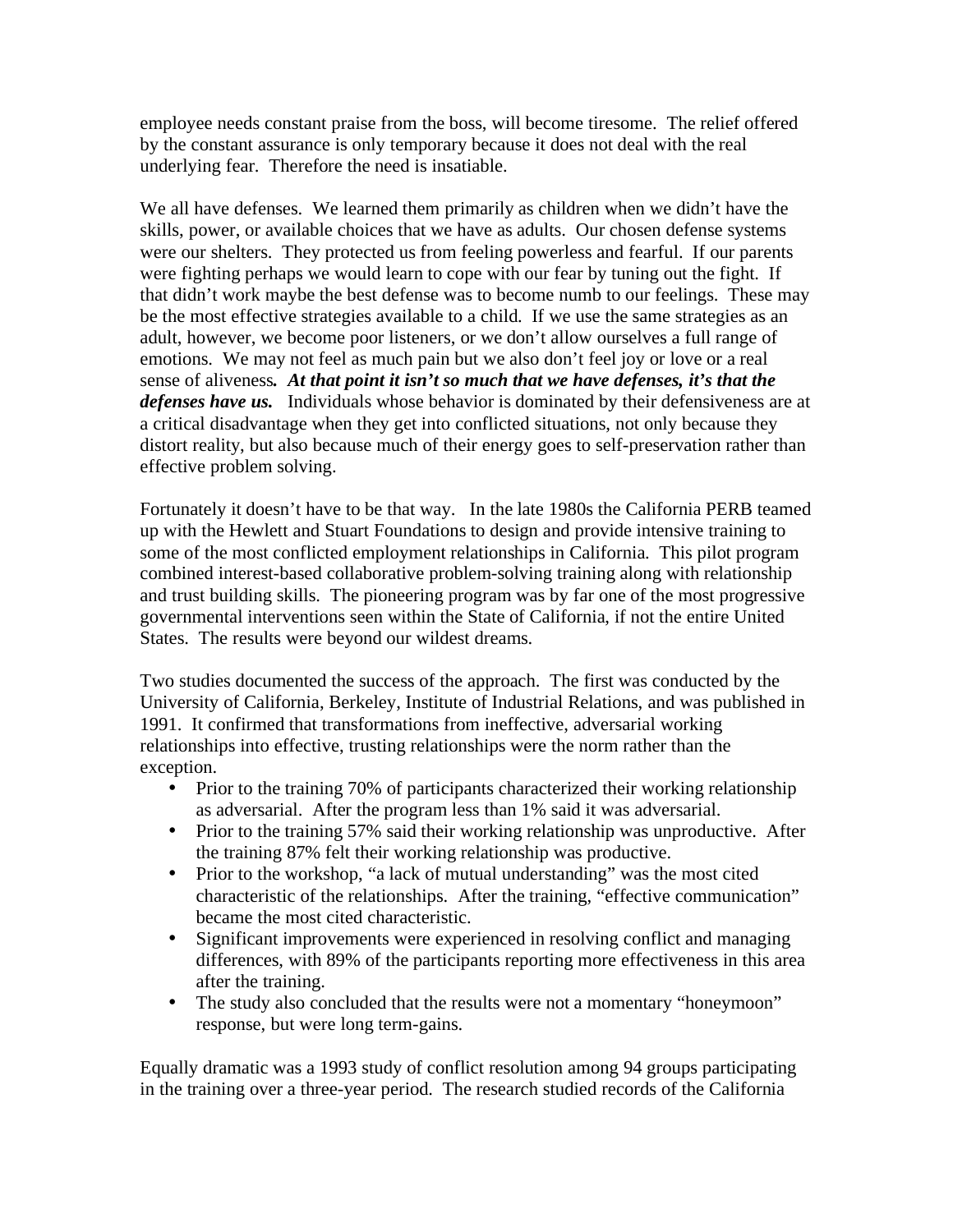employee needs constant praise from the boss, will become tiresome. The relief offered by the constant assurance is only temporary because it does not deal with the real underlying fear. Therefore the need is insatiable.

We all have defenses. We learned them primarily as children when we didn't have the skills, power, or available choices that we have as adults. Our chosen defense systems were our shelters. They protected us from feeling powerless and fearful. If our parents were fighting perhaps we would learn to cope with our fear by tuning out the fight. If that didn't work maybe the best defense was to become numb to our feelings. These may be the most effective strategies available to a child. If we use the same strategies as an adult, however, we become poor listeners, or we don't allow ourselves a full range of emotions. We may not feel as much pain but we also don't feel joy or love or a real sense of aliveness. ***At that point it isn't so much that we have defenses, it's that the defenses have us.*** Individuals whose behavior is dominated by their defensiveness are at a critical disadvantage when they get into conflicted situations, not only because they distort reality, but also because much of their energy goes to self-preservation rather than effective problem solving.

Fortunately it doesn't have to be that way. In the late 1980s the California PERB teamed up with the Hewlett and Stuart Foundations to design and provide intensive training to some of the most conflicted employment relationships in California. This pilot program combined interest-based collaborative problem-solving training along with relationship and trust building skills. The pioneering program was by far one of the most progressive governmental interventions seen within the State of California, if not the entire United States. The results were beyond our wildest dreams.

Two studies documented the success of the approach. The first was conducted by the University of California, Berkeley, Institute of Industrial Relations, and was published in 1991. It confirmed that transformations from ineffective, adversarial working relationships into effective, trusting relationships were the norm rather than the exception.

- Prior to the training 70% of participants characterized their working relationship as adversarial. After the program less than 1% said it was adversarial.
- Prior to the training 57% said their working relationship was unproductive. After the training 87% felt their working relationship was productive.
- Prior to the workshop, "a lack of mutual understanding" was the most cited characteristic of the relationships. After the training, "effective communication" became the most cited characteristic.
- Significant improvements were experienced in resolving conflict and managing differences, with 89% of the participants reporting more effectiveness in this area after the training.
- The study also concluded that the results were not a momentary "honeymoon" response, but were long term-gains.

Equally dramatic was a 1993 study of conflict resolution among 94 groups participating in the training over a three-year period. The research studied records of the California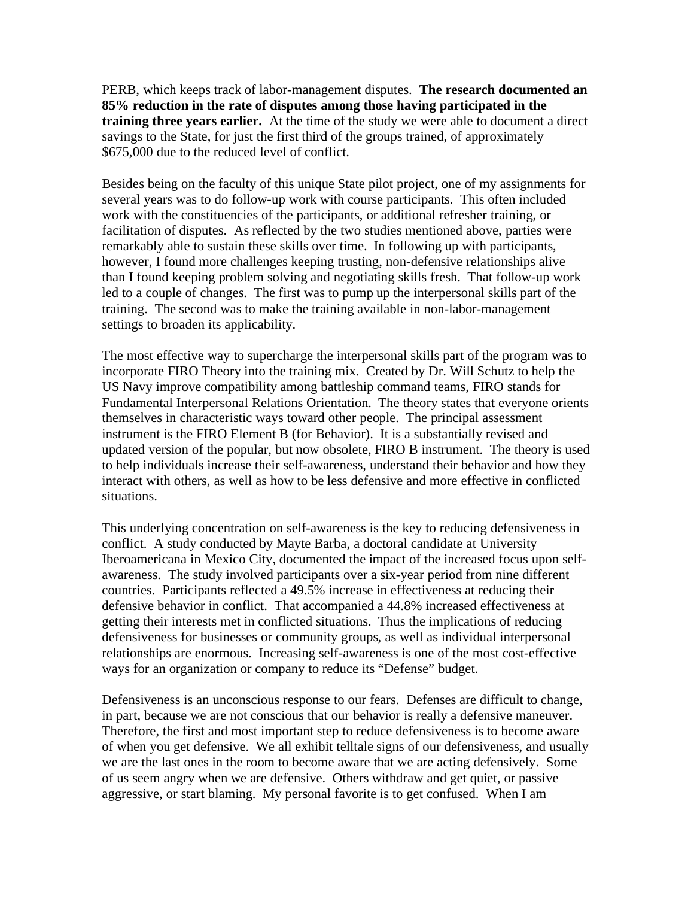PERB, which keeps track of labor-management disputes. **The research documented an 85% reduction in the rate of disputes among those having participated in the training three years earlier.** At the time of the study we were able to document a direct savings to the State, for just the first third of the groups trained, of approximately $675,000 due to the reduced level of conflict.

Besides being on the faculty of this unique State pilot project, one of my assignments for several years was to do follow-up work with course participants. This often included work with the constituencies of the participants, or additional refresher training, or facilitation of disputes. As reflected by the two studies mentioned above, parties were remarkably able to sustain these skills over time. In following up with participants, however, I found more challenges keeping trusting, non-defensive relationships alive than I found keeping problem solving and negotiating skills fresh. That follow-up work led to a couple of changes. The first was to pump up the interpersonal skills part of the training. The second was to make the training available in non-labor-management settings to broaden its applicability.

The most effective way to supercharge the interpersonal skills part of the program was to incorporate FIRO Theory into the training mix. Created by Dr. Will Schutz to help the US Navy improve compatibility among battleship command teams, FIRO stands for Fundamental Interpersonal Relations Orientation. The theory states that everyone orients themselves in characteristic ways toward other people. The principal assessment instrument is the FIRO Element B (for Behavior). It is a substantially revised and updated version of the popular, but now obsolete, FIRO B instrument. The theory is used to help individuals increase their self-awareness, understand their behavior and how they interact with others, as well as how to be less defensive and more effective in conflicted situations.

This underlying concentration on self-awareness is the key to reducing defensiveness in conflict. A study conducted by Mayte Barba, a doctoral candidate at University Iberoamericana in Mexico City, documented the impact of the increased focus upon self-awareness. The study involved participants over a six-year period from nine different countries. Participants reflected a 49.5% increase in effectiveness at reducing their defensive behavior in conflict. That accompanied a 44.8% increased effectiveness at getting their interests met in conflicted situations. Thus the implications of reducing defensiveness for businesses or community groups, as well as individual interpersonal relationships are enormous. Increasing self-awareness is one of the most cost-effective ways for an organization or company to reduce its "Defense" budget.

Defensiveness is an unconscious response to our fears. Defenses are difficult to change, in part, because we are not conscious that our behavior is really a defensive maneuver. Therefore, the first and most important step to reduce defensiveness is to become aware of when you get defensive. We all exhibit telltale signs of our defensiveness, and usually we are the last ones in the room to become aware that we are acting defensively. Some of us seem angry when we are defensive. Others withdraw and get quiet, or passive aggressive, or start blaming. My personal favorite is to get confused. When I am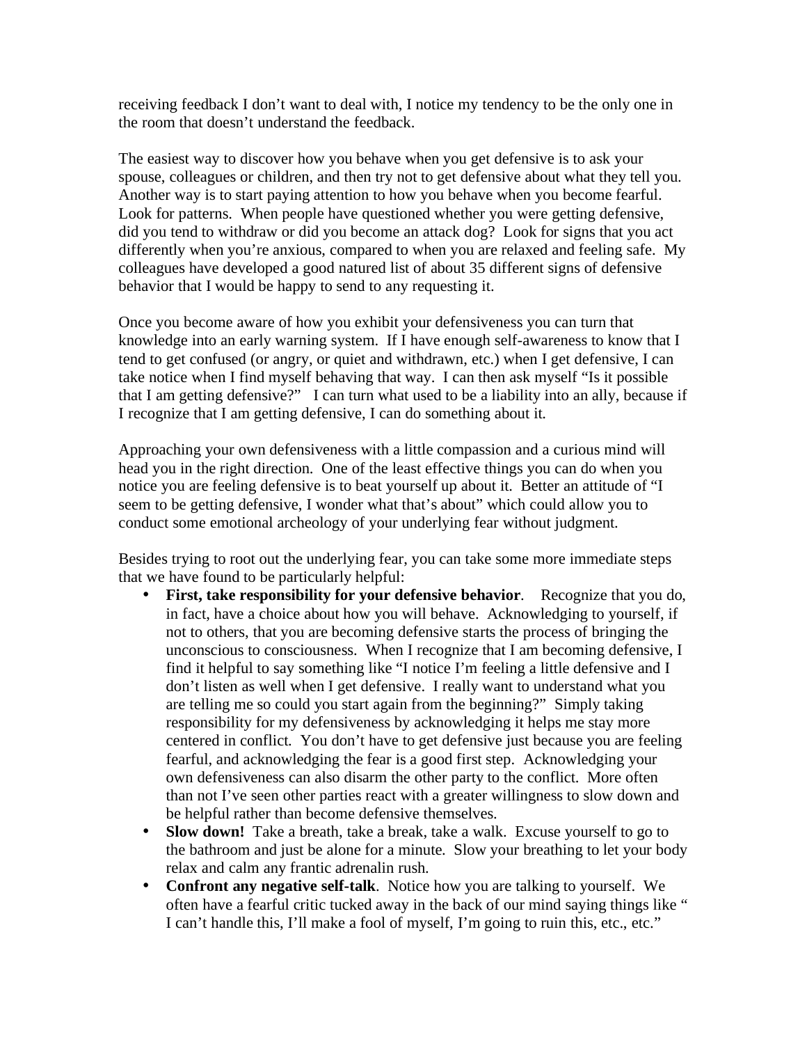receiving feedback I don't want to deal with, I notice my tendency to be the only one in the room that doesn't understand the feedback.

The easiest way to discover how you behave when you get defensive is to ask your spouse, colleagues or children, and then try not to get defensive about what they tell you. Another way is to start paying attention to how you behave when you become fearful. Look for patterns. When people have questioned whether you were getting defensive, did you tend to withdraw or did you become an attack dog? Look for signs that you act differently when you're anxious, compared to when you are relaxed and feeling safe. My colleagues have developed a good natured list of about 35 different signs of defensive behavior that I would be happy to send to any requesting it.

Once you become aware of how you exhibit your defensiveness you can turn that knowledge into an early warning system. If I have enough self-awareness to know that I tend to get confused (or angry, or quiet and withdrawn, etc.) when I get defensive, I can take notice when I find myself behaving that way. I can then ask myself "Is it possible that I am getting defensive?" I can turn what used to be a liability into an ally, because if I recognize that I am getting defensive, I can do something about it.

Approaching your own defensiveness with a little compassion and a curious mind will head you in the right direction. One of the least effective things you can do when you notice you are feeling defensive is to beat yourself up about it. Better an attitude of "I seem to be getting defensive, I wonder what that's about" which could allow you to conduct some emotional archeology of your underlying fear without judgment.

Besides trying to root out the underlying fear, you can take some more immediate steps that we have found to be particularly helpful:

- **First, take responsibility for your defensive behavior**. Recognize that you do, in fact, have a choice about how you will behave. Acknowledging to yourself, if not to others, that you are becoming defensive starts the process of bringing the unconscious to consciousness. When I recognize that I am becoming defensive, I find it helpful to say something like "I notice I'm feeling a little defensive and I don't listen as well when I get defensive. I really want to understand what you are telling me so could you start again from the beginning?" Simply taking responsibility for my defensiveness by acknowledging it helps me stay more centered in conflict. You don't have to get defensive just because you are feeling fearful, and acknowledging the fear is a good first step. Acknowledging your own defensiveness can also disarm the other party to the conflict. More often than not I've seen other parties react with a greater willingness to slow down and be helpful rather than become defensive themselves.
- **Slow down!** Take a breath, take a break, take a walk. Excuse yourself to go to the bathroom and just be alone for a minute. Slow your breathing to let your body relax and calm any frantic adrenalin rush.
- **Confront any negative self-talk**. Notice how you are talking to yourself. We often have a fearful critic tucked away in the back of our mind saying things like " I can't handle this, I'll make a fool of myself, I'm going to ruin this, etc., etc."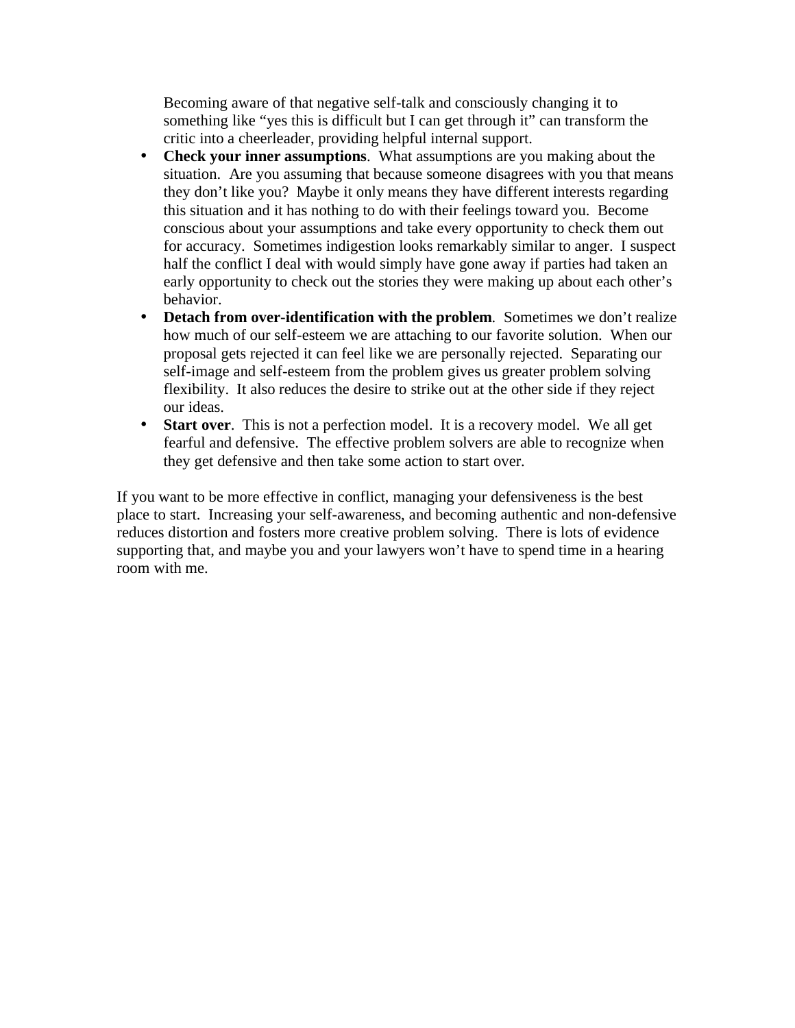Becoming aware of that negative self-talk and consciously changing it to something like "yes this is difficult but I can get through it" can transform the critic into a cheerleader, providing helpful internal support.

- **Check your inner assumptions**. What assumptions are you making about the situation. Are you assuming that because someone disagrees with you that means they don't like you? Maybe it only means they have different interests regarding this situation and it has nothing to do with their feelings toward you. Become conscious about your assumptions and take every opportunity to check them out for accuracy. Sometimes indigestion looks remarkably similar to anger. I suspect half the conflict I deal with would simply have gone away if parties had taken an early opportunity to check out the stories they were making up about each other's behavior.
- **Detach from over-identification with the problem**. Sometimes we don't realize how much of our self-esteem we are attaching to our favorite solution. When our proposal gets rejected it can feel like we are personally rejected. Separating our self-image and self-esteem from the problem gives us greater problem solving flexibility. It also reduces the desire to strike out at the other side if they reject our ideas.
- **Start over**. This is not a perfection model. It is a recovery model. We all get fearful and defensive. The effective problem solvers are able to recognize when they get defensive and then take some action to start over.

If you want to be more effective in conflict, managing your defensiveness is the best place to start. Increasing your self-awareness, and becoming authentic and non-defensive reduces distortion and fosters more creative problem solving. There is lots of evidence supporting that, and maybe you and your lawyers won't have to spend time in a hearing room with me.